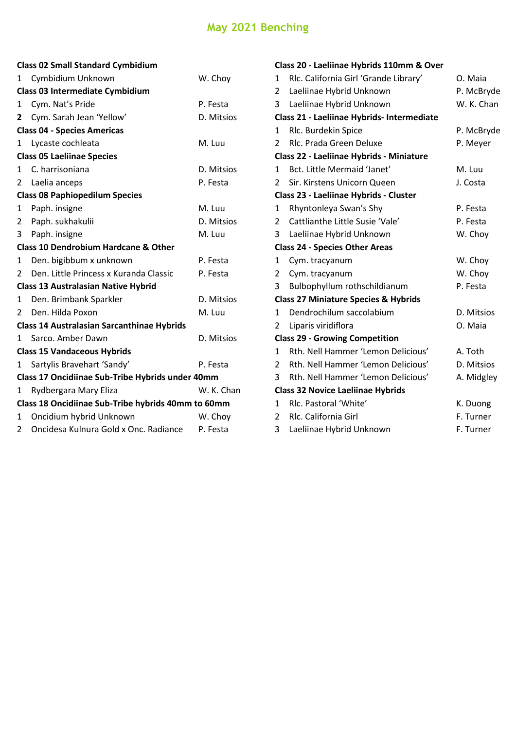# May 2021 Benching

**Class 02 Small Standard Cymbidium**

1 Cymbidium Unknown — W. Choy

**Class 03 Intermediate Cymbidium**

1 Cym. Nat's Pride — P. Festa
**2** Cym. Sarah Jean 'Yellow' — D. Mitsios

**Class 04 - Species Americas**

1 Lycaste cochleata — M. Luu

**Class 05 Laeliinae Species**

1 C. harrisoniana — D. Mitsios
2 Laelia anceps — P. Festa

**Class 08 Paphiopedilum Species**

1 Paph. insigne — M. Luu
2 Paph. sukhakulii — D. Mitsios
3 Paph. insigne — M. Luu

**Class 10 Dendrobium Hardcane & Other**

1 Den. bigibbum x unknown — P. Festa
2 Den. Little Princess x Kuranda Classic — P. Festa

**Class 13 Australasian Native Hybrid**

1 Den. Brimbank Sparkler — D. Mitsios
2 Den. Hilda Poxon — M. Luu

**Class 14 Australasian Sarcanthinae Hybrids**

1 Sarco. Amber Dawn — D. Mitsios

**Class 15 Vandaceous Hybrids**

1 Sartylis Bravehart 'Sandy' — P. Festa

**Class 17 Oncidiinae Sub-Tribe Hybrids under 40mm**

1 Rydbergara Mary Eliza — W. K. Chan

**Class 18 Oncidiinae Sub-Tribe hybrids 40mm to 60mm**

1 Oncidium hybrid Unknown — W. Choy
2 Oncidesa Kulnura Gold x Onc. Radiance — P. Festa

**Class 20 - Laeliinae Hybrids 110mm & Over**

1 Rlc. California Girl 'Grande Library' — O. Maia
2 Laeliinae Hybrid Unknown — P. McBryde
3 Laeliinae Hybrid Unknown — W. K. Chan

**Class 21 - Laeliinae Hybrids- Intermediate**

1 Rlc. Burdekin Spice — P. McBryde
2 Rlc. Prada Green Deluxe — P. Meyer

**Class 22 - Laeliinae Hybrids - Miniature**

1 Bct. Little Mermaid 'Janet' — M. Luu
2 Sir. Kirstens Unicorn Queen — J. Costa

**Class 23 - Laeliinae Hybrids - Cluster**

1 Rhyntonleya Swan's Shy — P. Festa
2 Cattlianthe Little Susie 'Vale' — P. Festa
3 Laeliinae Hybrid Unknown — W. Choy

**Class 24 - Species Other Areas**

1 Cym. tracyanum — W. Choy
2 Cym. tracyanum — W. Choy
3 Bulbophyllum rothschildianum — P. Festa

**Class 27 Miniature Species & Hybrids**

1 Dendrochilum saccolabium — D. Mitsios
2 Liparis viridiflora — O. Maia

**Class 29 - Growing Competition**

1 Rth. Nell Hammer 'Lemon Delicious' — A. Toth
2 Rth. Nell Hammer 'Lemon Delicious' — D. Mitsios
3 Rth. Nell Hammer 'Lemon Delicious' — A. Midgley

**Class 32 Novice Laeliinae Hybrids**

1 Rlc. Pastoral 'White' — K. Duong
2 Rlc. California Girl — F. Turner
3 Laeliinae Hybrid Unknown — F. Turner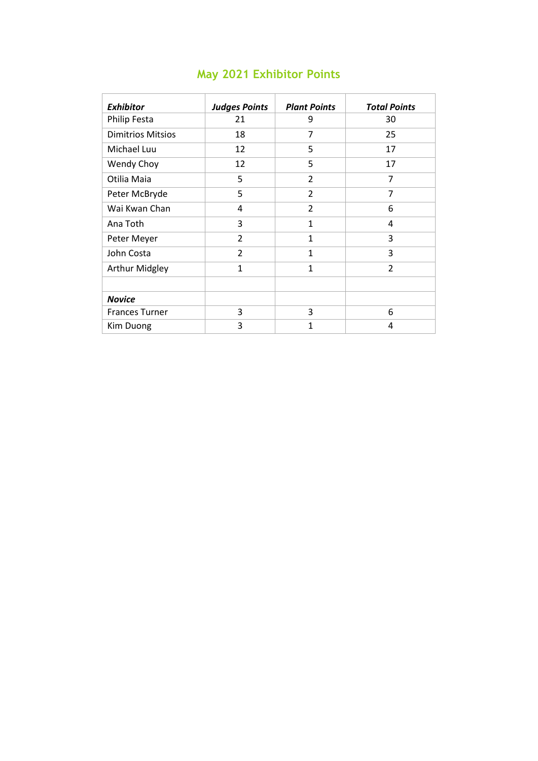## May 2021 Exhibitor Points

| ***Exhibitor*** | ***Judges Points*** | ***Plant Points*** | ***Total Points*** |
|---|---|---|---|
| Philip Festa | 21 | 9 | 30 |
| Dimitrios Mitsios | 18 | 7 | 25 |
| Michael Luu | 12 | 5 | 17 |
| Wendy Choy | 12 | 5 | 17 |
| Otilia Maia | 5 | 2 | 7 |
| Peter McBryde | 5 | 2 | 7 |
| Wai Kwan Chan | 4 | 2 | 6 |
| Ana Toth | 3 | 1 | 4 |
| Peter Meyer | 2 | 1 | 3 |
| John Costa | 2 | 1 | 3 |
| Arthur Midgley | 1 | 1 | 2 |
| | | | |
| ***Novice*** | | | |
| Frances Turner | 3 | 3 | 6 |
| Kim Duong | 3 | 1 | 4 |